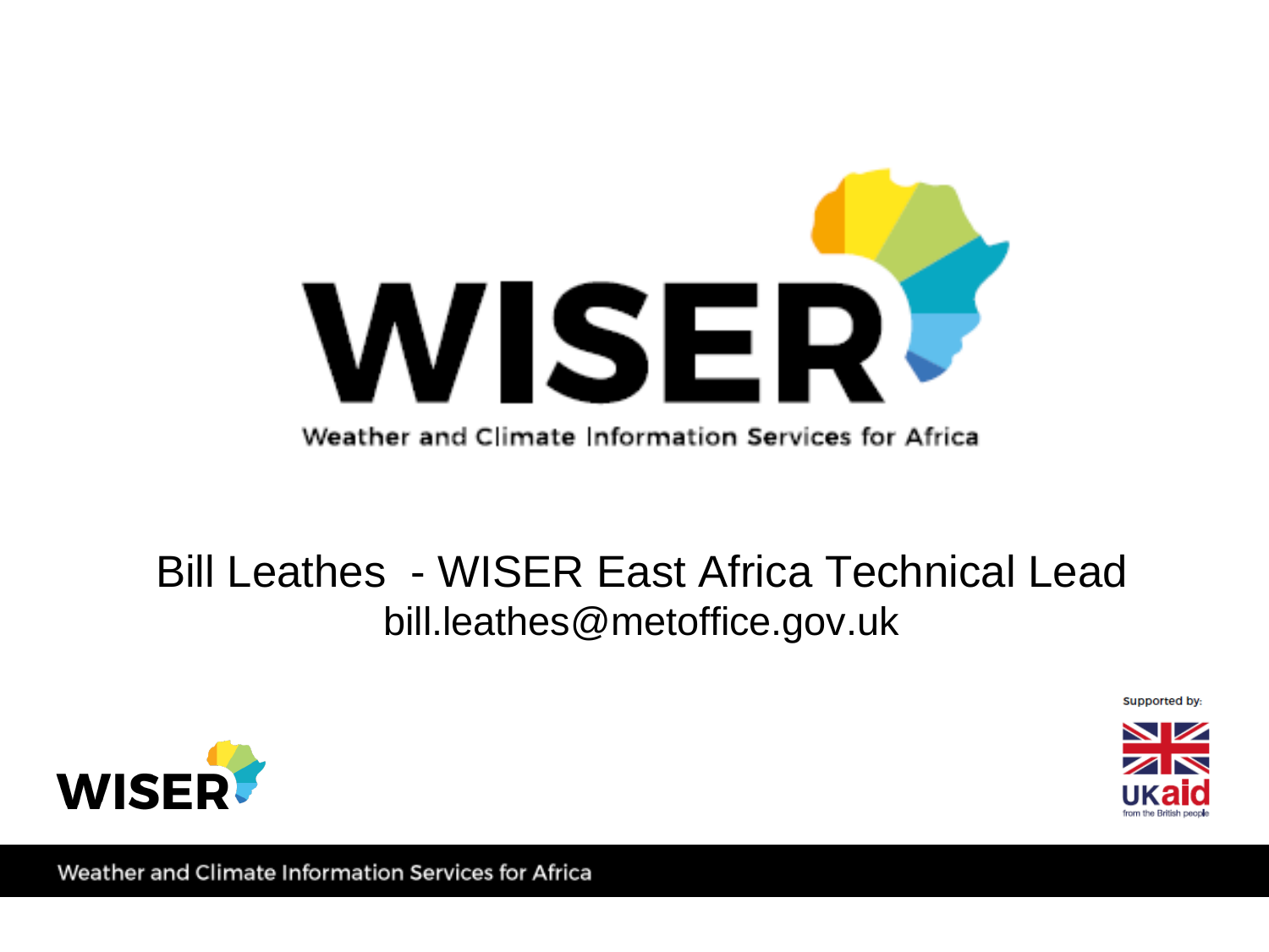# WISER

Weather and Climate Information Services for Africa

## Bill Leathes - WISER East Africa Technical Lead

bill.leathes@metoffice.gov.uk

Supported by:

UKaid from the British people

Weather and Climate Information Services for Africa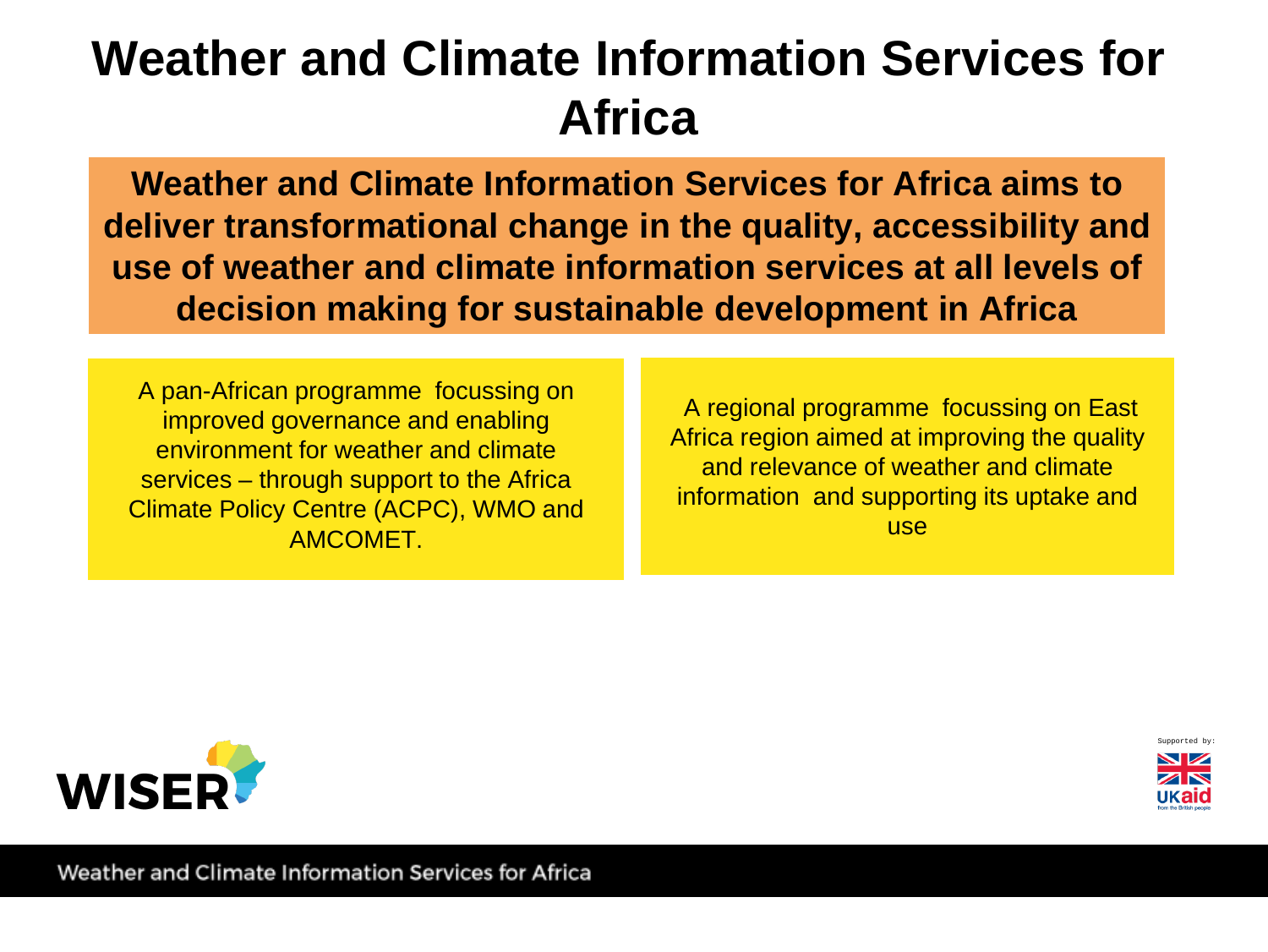# Weather and Climate Information Services for Africa

**Weather and Climate Information Services for Africa aims to deliver transformational change in the quality, accessibility and use of weather and climate information services at all levels of decision making for sustainable development in Africa**

A pan-African programme focussing on improved governance and enabling environment for weather and climate services – through support to the Africa Climate Policy Centre (ACPC), WMO and AMCOMET.

A regional programme focussing on East Africa region aimed at improving the quality and relevance of weather and climate information and supporting its uptake and use

WISER

Supported by: UKaid from the British people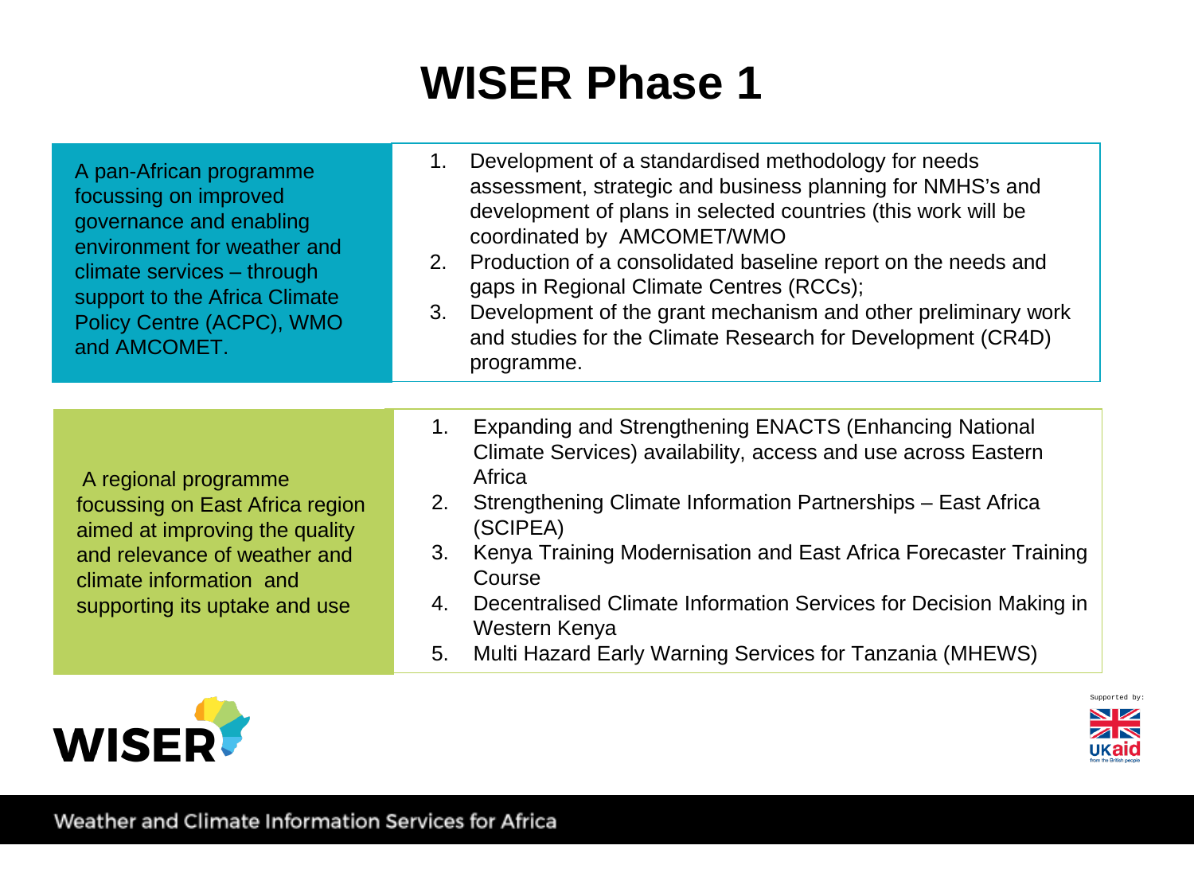# WISER Phase 1

A pan-African programme focussing on improved governance and enabling environment for weather and climate services – through support to the Africa Climate Policy Centre (ACPC), WMO and AMCOMET.

1. Development of a standardised methodology for needs assessment, strategic and business planning for NMHS's and development of plans in selected countries (this work will be coordinated by AMCOMET/WMO
2. Production of a consolidated baseline report on the needs and gaps in Regional Climate Centres (RCCs);
3. Development of the grant mechanism and other preliminary work and studies for the Climate Research for Development (CR4D) programme.

A regional programme focussing on East Africa region aimed at improving the quality and relevance of weather and climate information and supporting its uptake and use

1. Expanding and Strengthening ENACTS (Enhancing National Climate Services) availability, access and use across Eastern Africa
2. Strengthening Climate Information Partnerships – East Africa (SCIPEA)
3. Kenya Training Modernisation and East Africa Forecaster Training Course
4. Decentralised Climate Information Services for Decision Making in Western Kenya
5. Multi Hazard Early Warning Services for Tanzania (MHEWS)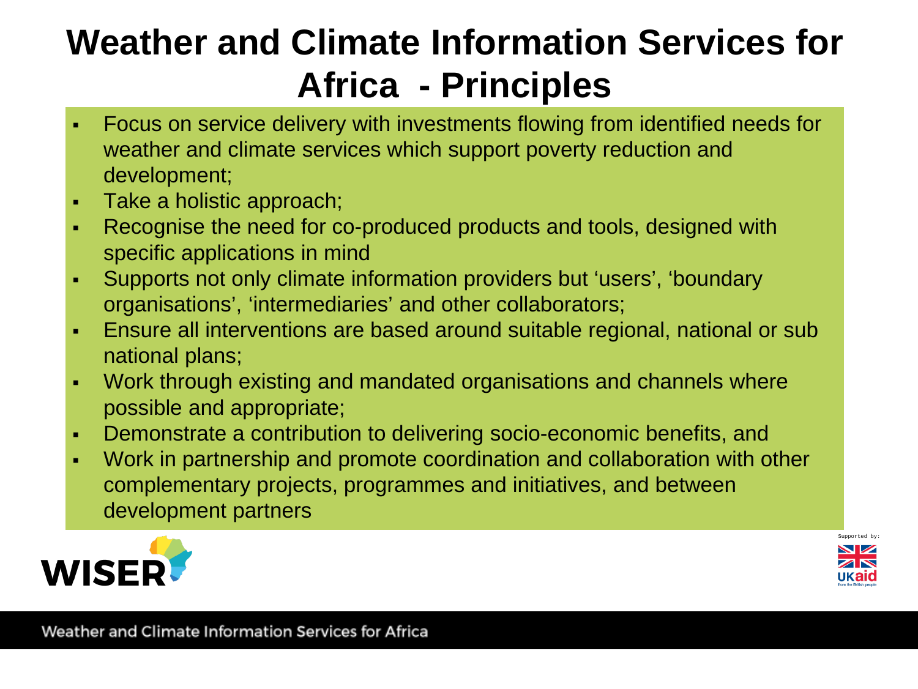# Weather and Climate Information Services for Africa - Principles

- Focus on service delivery with investments flowing from identified needs for weather and climate services which support poverty reduction and development;
- Take a holistic approach;
- Recognise the need for co-produced products and tools, designed with specific applications in mind
- Supports not only climate information providers but 'users', 'boundary organisations', 'intermediaries' and other collaborators;
- Ensure all interventions are based around suitable regional, national or sub national plans;
- Work through existing and mandated organisations and channels where possible and appropriate;
- Demonstrate a contribution to delivering socio-economic benefits, and
- Work in partnership and promote coordination and collaboration with other complementary projects, programmes and initiatives, and between development partners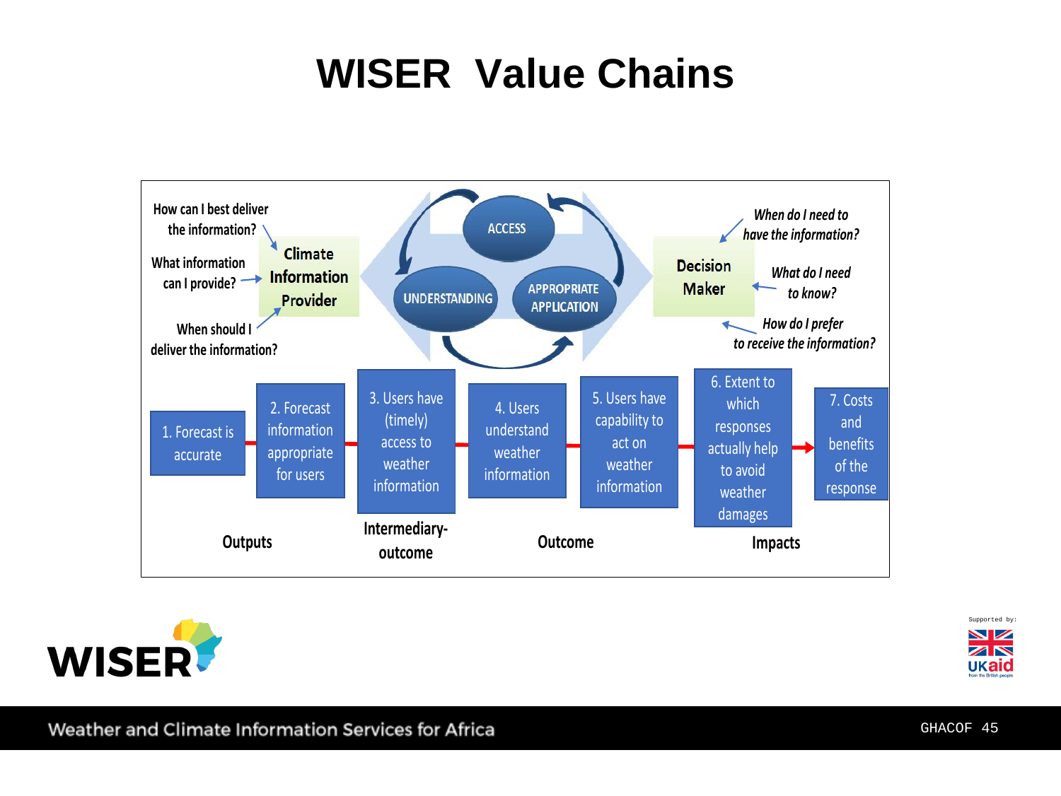# WISER Value Chains

How can I best deliver the information?

What information can I provide?

When should I deliver the information?

**Climate Information Provider**

ACCESS

UNDERSTANDING

APPROPRIATE APPLICATION

**Decision Maker**

*When do I need to have the information?*

*What do I need to know?*

*How do I prefer to receive the information?*

1. Forecast is accurate
2. Forecast information appropriate for users
3. Users have (timely) access to weather information
4. Users understand weather information
5. Users have capability to act on weather information
6. Extent to which responses actually help to avoid weather damages
7. Costs and benefits of the response

**Outputs** | **Intermediary-outcome** | **Outcome** | **Impacts**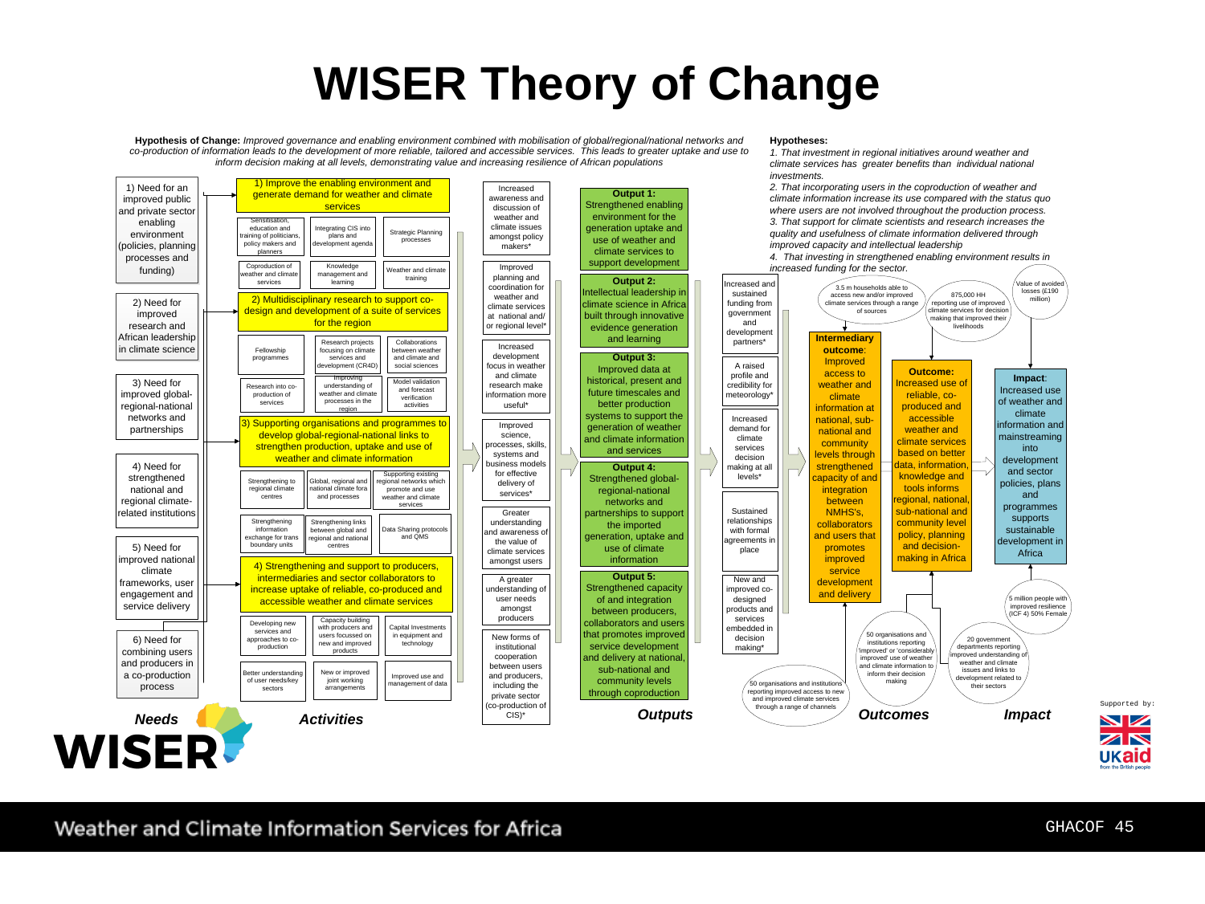# WISER Theory of Change

**Hypothesis of Change:** *Improved governance and enabling environment combined with mobilisation of global/regional/national networks and co-production of information leads to the development of more reliable, tailored and accessible services. This leads to greater uptake and use to inform decision making at all levels, demonstrating value and increasing resilience of African populations*

**Hypotheses:**

*1. That investment in regional initiatives around weather and climate services has greater benefits than individual national investments.*
*2. That incorporating users in the coproduction of weather and climate information increase its use compared with the status quo where users are not involved throughout the production process.*
*3. That support for climate scientists and research increases the quality and usefulness of climate information delivered through improved capacity and intellectual leadership*
*4. That investing in strengthened enabling environment results in increased funding for the sector.*

## *Needs*

1) Need for an improved public and private sector enabling environment (policies, planning processes and funding)
2) Need for improved research and African leadership in climate science
3) Need for improved global-regional-national networks and partnerships
4) Need for strengthened national and regional climate-related institutions
5) Need for improved national climate frameworks, user engagement and service delivery
6) Need for combining users and producers in a co-production process

## *Activities*

**1) Improve the enabling environment and generate demand for weather and climate services**
- Sensitisation, education and training of politicians, policy makers and planners
- Integrating CIS into plans and development agenda
- Strategic Planning processes
- Coproduction of weather and climate services
- Knowledge management and learning
- Weather and climate training

**2) Multidisciplinary research to support co-design and development of a suite of services for the region**
- Fellowship programmes
- Research projects focusing on climate services and development (CR4D)
- Collaborations between weather and climate and social sciences
- Research into co-production of services
- Improving understanding of weather and climate processes in the region
- Model validation and forecast verification activities

**3) Supporting organisations and programmes to develop global-regional-national links to strengthen production, uptake and use of weather and climate information**
- Strengthening to regional climate centres
- Global, regional and national climate fora and processes
- Supporting existing regional networks which promote and use weather and climate services
- Strengthening information exchange for trans boundary units
- Strengthening links between global and regional and national centres
- Data Sharing protocols and QMS

**4) Strengthening and support to producers, intermediaries and sector collaborators to increase uptake of reliable, co-produced and accessible weather and climate services**
- Developing new services and approaches to co-production
- Capacity building with producers and users focussed on new and improved products
- Capital Investments in equipment and technology
- Better understanding of user needs/key sectors
- New or improved joint working arrangements
- Improved use and management of data

## *Outputs*

Intermediate results:
- Increased awareness and discussion of weather and climate issues amongst policy makers*
- Improved planning and coordination for weather and climate services at national and/ or regional level*
- Increased development focus in weather and climate research make information more useful*
- Improved science, processes, skills, systems and business models for effective delivery of services*
- Greater understanding and awareness of the value of climate services amongst users
- A greater understanding of user needs amongst producers
- New forms of institutional cooperation between users and producers, including the private sector (co-production of CIS)*

**Output 1:** Strengthened enabling environment for the generation uptake and use of weather and climate services to support development

**Output 2:** Intellectual leadership in climate science in Africa built through innovative evidence generation and learning

**Output 3:** Improved data at historical, present and future timescales and better production systems to support the generation of weather and climate information and services

**Output 4:** Strengthened global-regional-national networks and partnerships to support the imported generation, uptake and use of climate information

**Output 5:** Strengthened capacity of and integration between producers, collaborators and users that promotes improved service development and delivery at national, sub-national and community levels through coproduction

## *Outcomes*

- Increased and sustained funding from government and development partners*
- A raised profile and credibility for meteorology*
- Increased demand for climate services decision making at all levels*
- Sustained relationships with formal agreements in place
- New and improved co-designed products and services embedded in decision making*

**Intermediary outcome:** Improved access to weather and climate information at national, sub-national and community levels through strengthened capacity of and integration between NMHS's, collaborators and users that promotes improved service development and delivery

**Outcome:** Increased use of reliable, co-produced and accessible weather and climate services based on better data, information, knowledge and tools informs regional, national, sub-national and community level policy, planning and decision-making in Africa

Indicators:
- 3.5 m households able to access new and/or improved climate services through a range of sources
- 875,000 HH reporting use of improved climate services for decision making that improved their livelihoods
- 50 organisations and institutions reporting improved access to new and improved climate services through a range of channels
- 50 organisations and institutions reporting 'improved' or 'considerably improved' use of weather and climate information to inform their decision making
- 20 government departments reporting improved understanding of weather and climate issues and links to development related to their sectors

## *Impact*

**Impact:** Increased use of weather and climate information and mainstreaming into development and sector policies, plans and programmes supports sustainable development in Africa

- Value of avoided losses (£190 million)
- 5 million people with improved resilience (ICF 4) 50% Female

Supported by: UKaid from the British people

WISER

Weather and Climate Information Services for Africa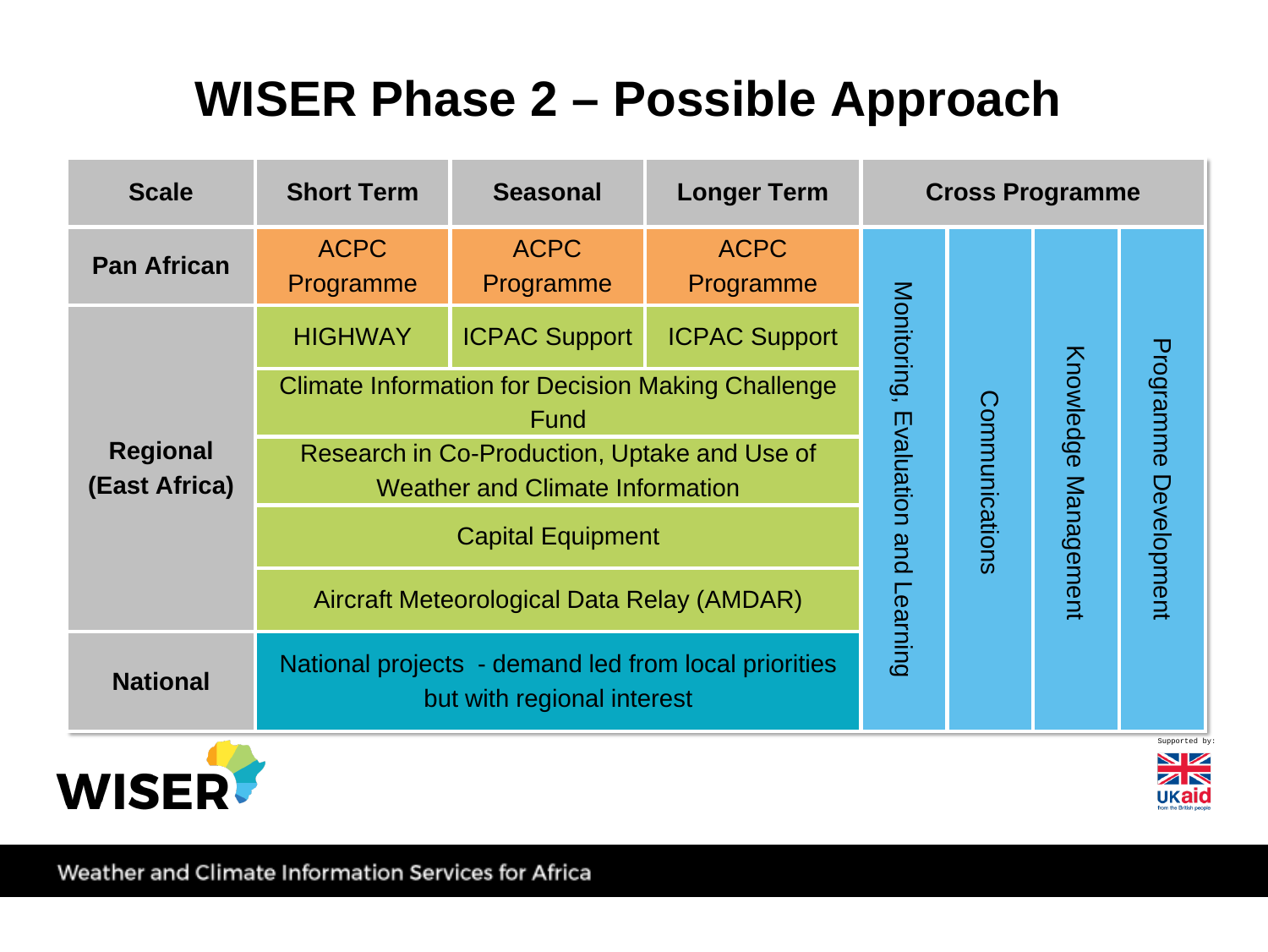# WISER Phase 2 – Possible Approach

| Scale | Short Term | Seasonal | Longer Term | Cross Programme | | | |
|---|---|---|---|---|---|---|---|
| Pan African | ACPC Programme | ACPC Programme | ACPC Programme | Monitoring, Evaluation and Learning | Communications | Knowledge Management | Programme Development |
| Regional (East Africa) | HIGHWAY | ICPAC Support | ICPAC Support | | | | |
| | Climate Information for Decision Making Challenge Fund | | | | | | |
| | Research in Co-Production, Uptake and Use of Weather and Climate Information | | | | | | |
| | Capital Equipment | | | | | | |
| | Aircraft Meteorological Data Relay (AMDAR) | | | | | | |
| National | National projects - demand led from local priorities but with regional interest | | | | | | |

WISER

Supported by: UKaid from the British people

Weather and Climate Information Services for Africa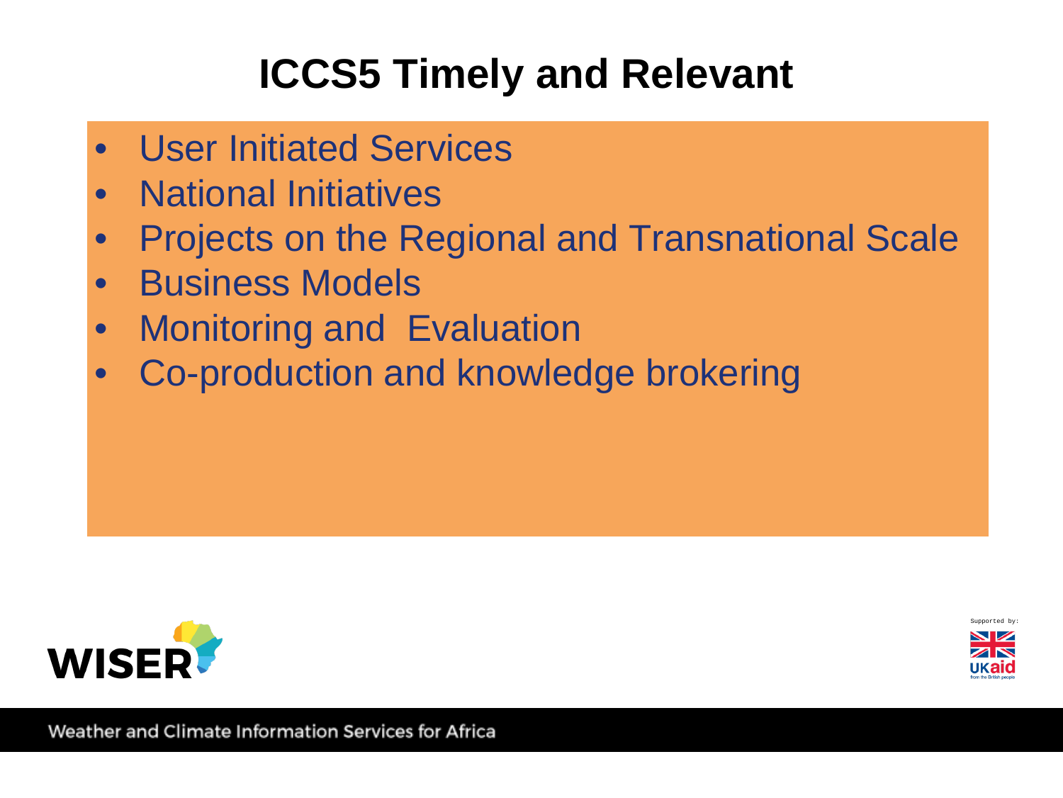# ICCS5 Timely and Relevant

- User Initiated Services
- National Initiatives
- Projects on the Regional and Transnational Scale
- Business Models
- Monitoring and Evaluation
- Co-production and knowledge brokering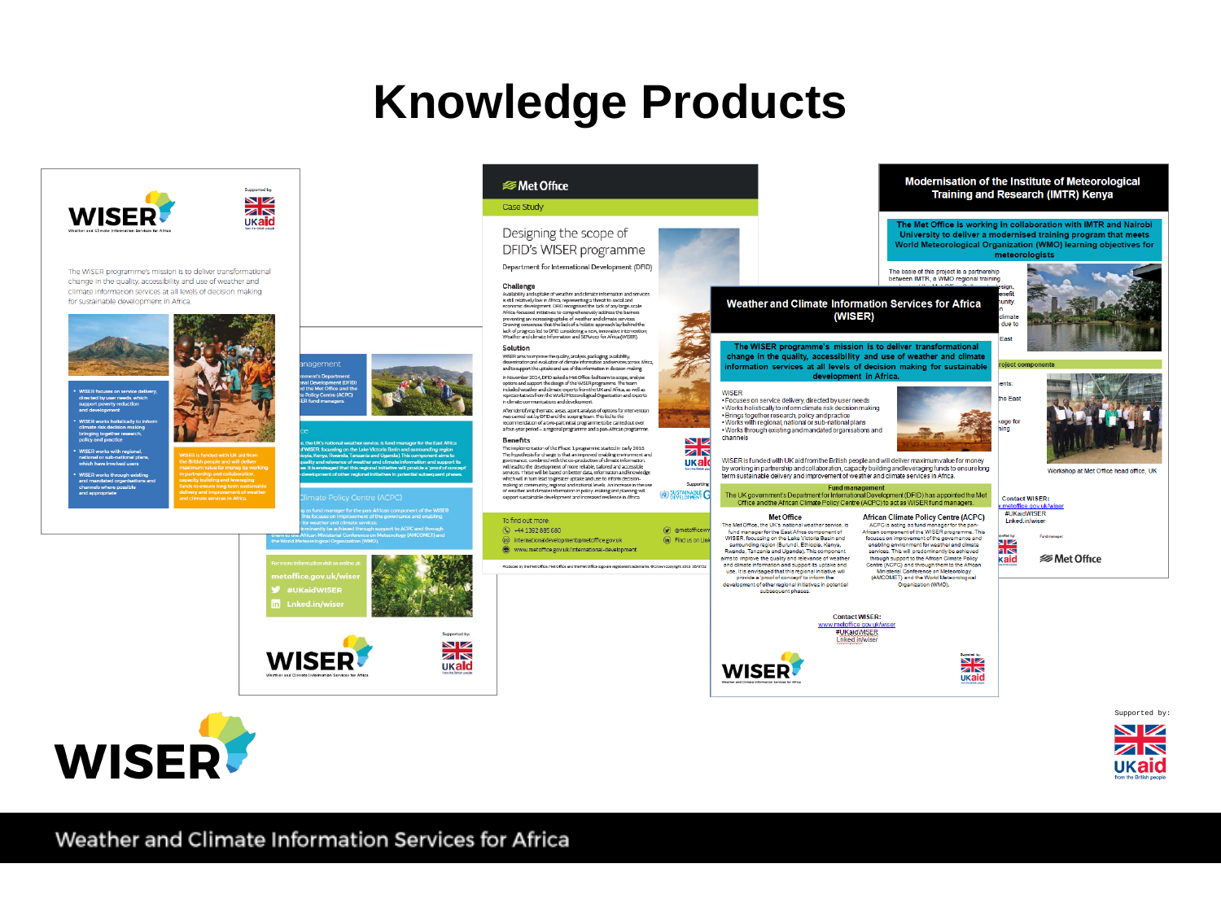# Knowledge Products

Weather and Climate Information Services for Africa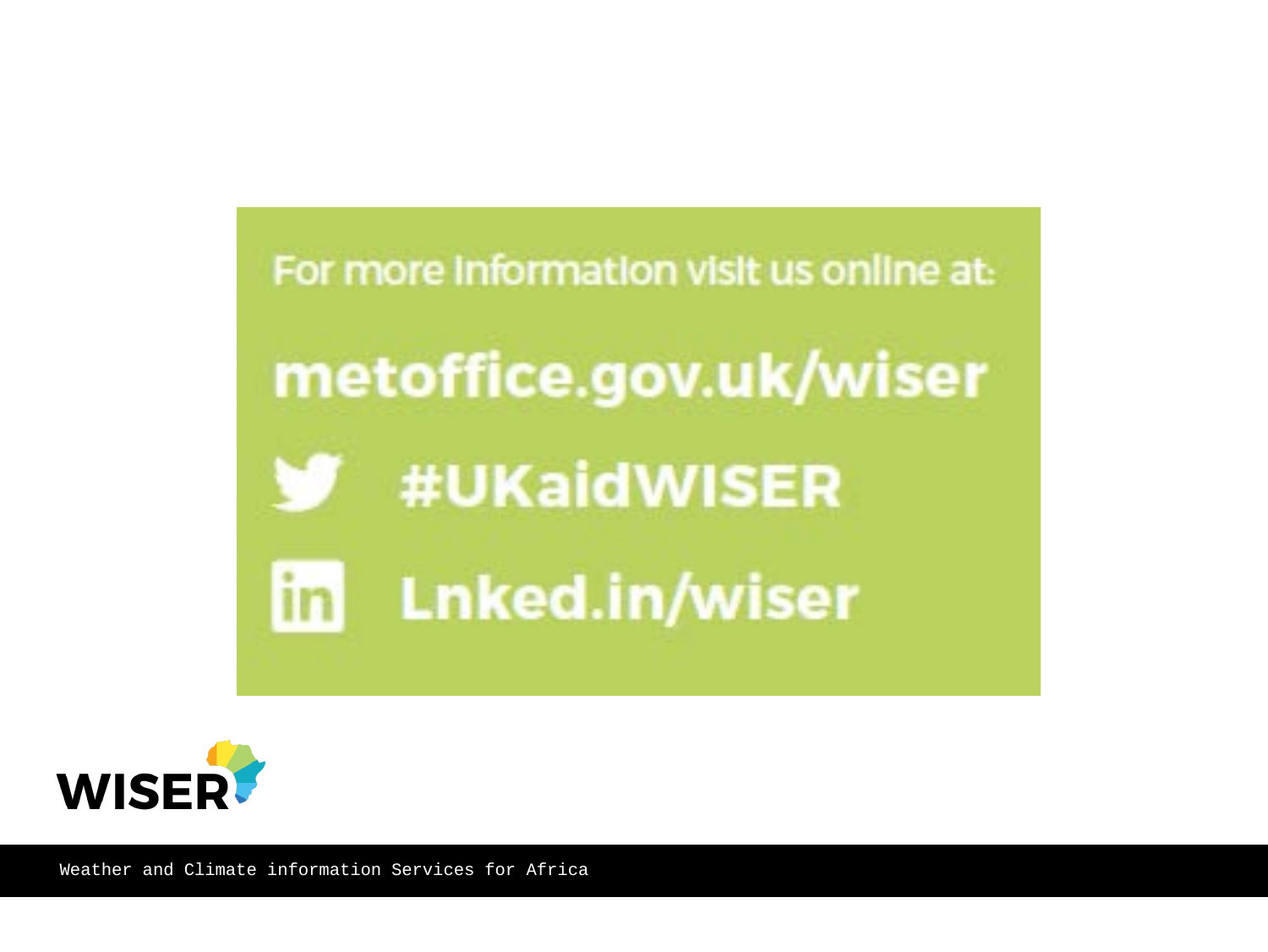For more information visit us online at:

metoffice.gov.uk/wiser

#UKaidWISER

Lnked.in/wiser

WISER

Weather and Climate information Services for Africa